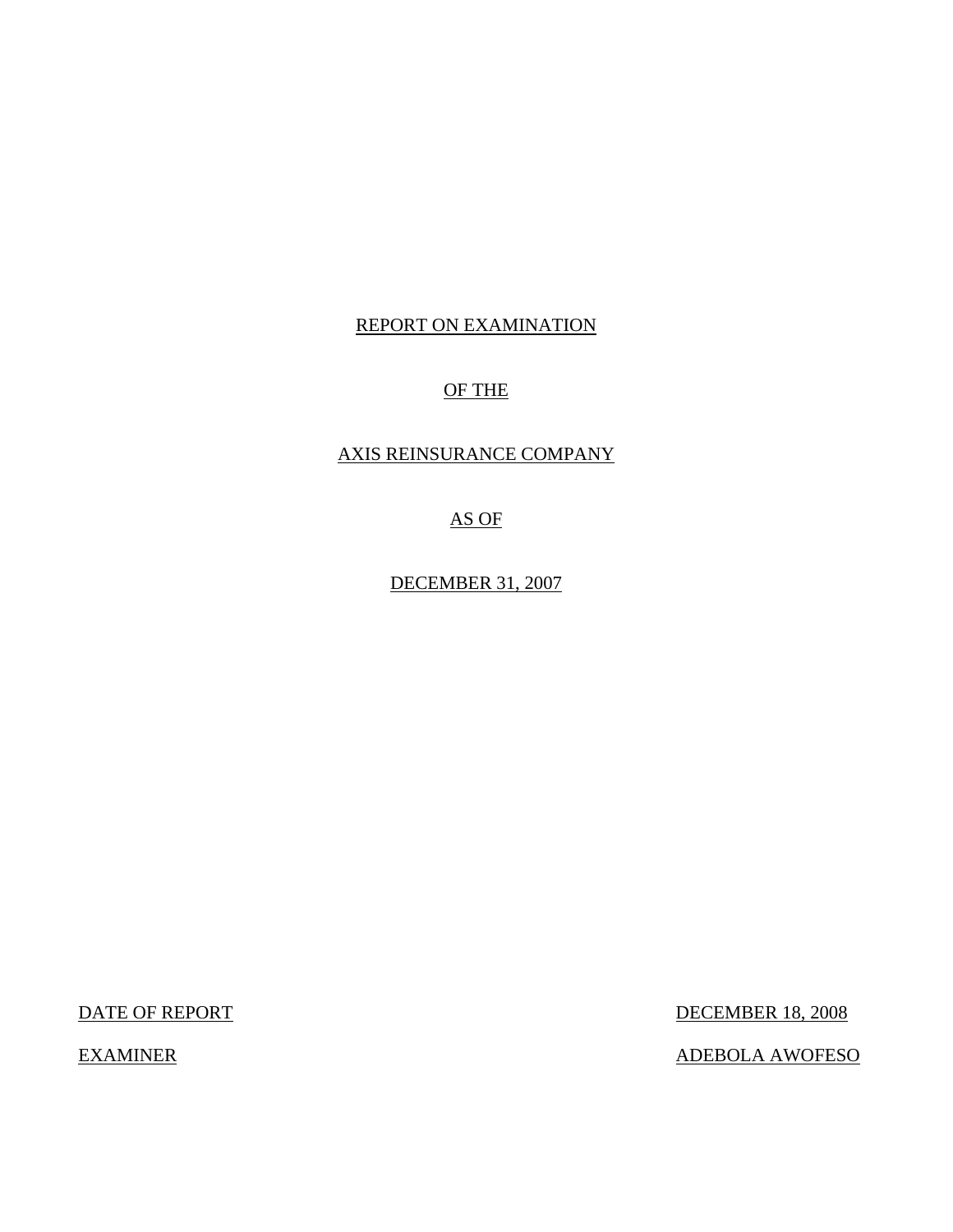# REPORT ON EXAMINATION

# OF THE

# AXIS REINSURANCE COMPANY

# AS OF

# DECEMBER 31, 2007

DATE OF REPORT DECEMBER 18, 2008

EXAMINER ADEBOLA AWOFESO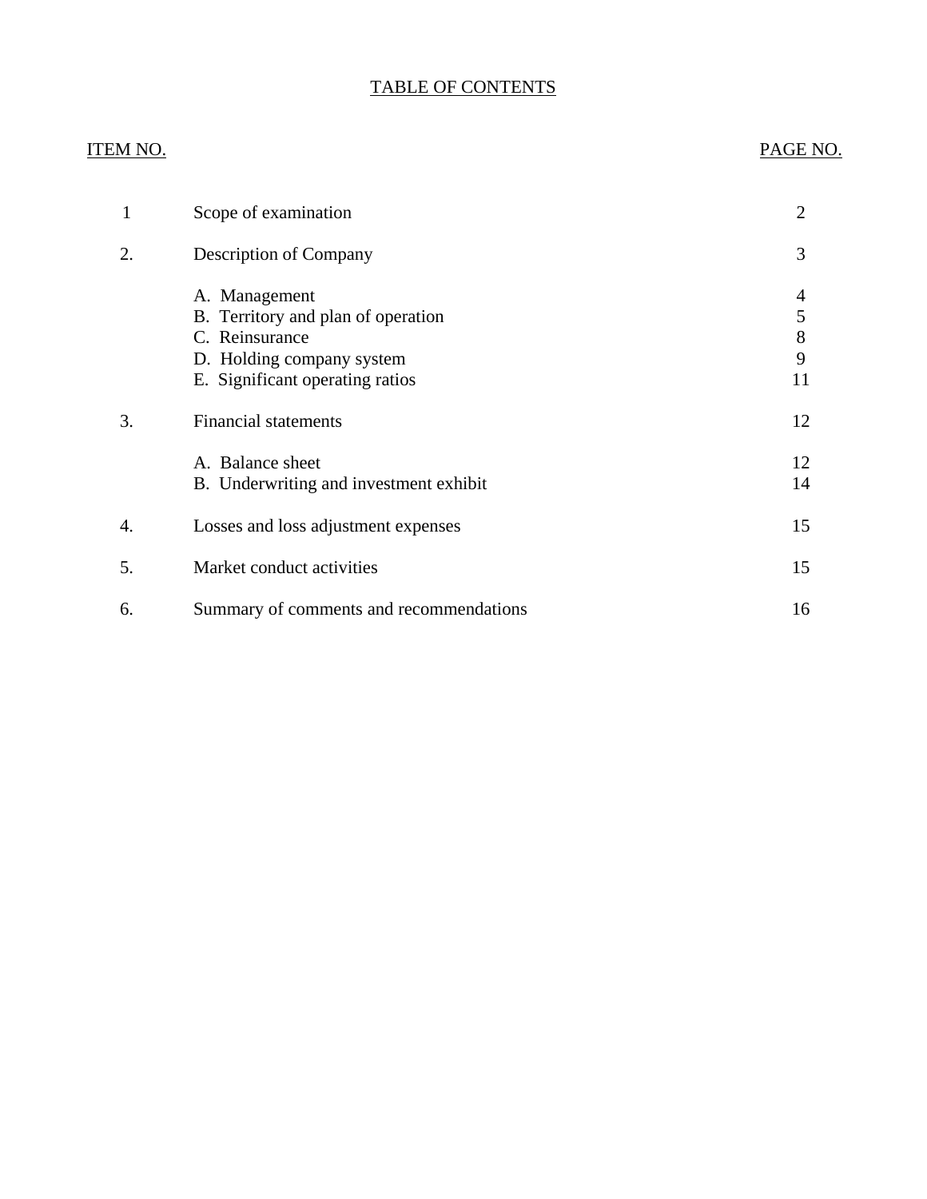# TABLE OF CONTENTS

| ITEM NO. | | PAGE NO. |
|---|---|---|
| 1 | Scope of examination | 2 |
| 2. | Description of Company | 3 |
| | A. Management | 4 |
| | B. Territory and plan of operation | 5 |
| | C. Reinsurance | 8 |
| | D. Holding company system | 9 |
| | E. Significant operating ratios | 11 |
| 3. | Financial statements | 12 |
| | A. Balance sheet | 12 |
| | B. Underwriting and investment exhibit | 14 |
| 4. | Losses and loss adjustment expenses | 15 |
| 5. | Market conduct activities | 15 |
| 6. | Summary of comments and recommendations | 16 |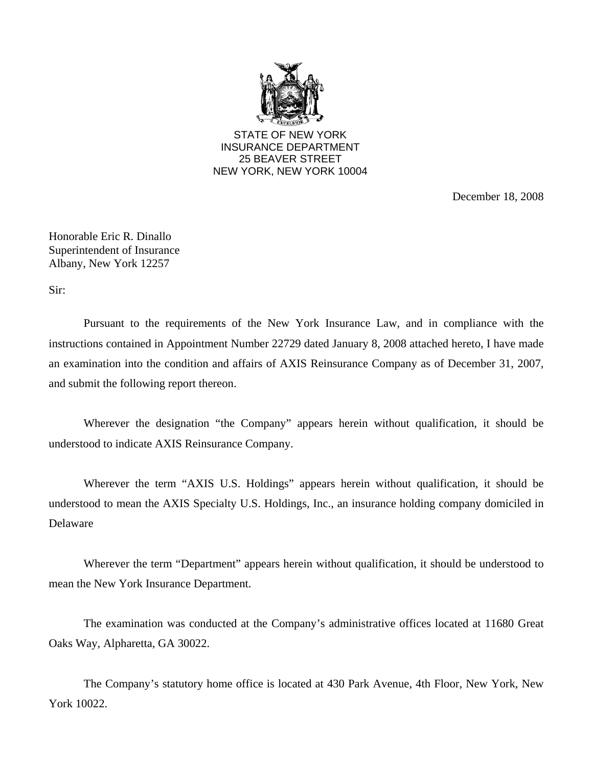STATE OF NEW YORK
INSURANCE DEPARTMENT
25 BEAVER STREET
NEW YORK, NEW YORK 10004

December 18, 2008

Honorable Eric R. Dinallo
Superintendent of Insurance
Albany, New York 12257

Sir:

Pursuant to the requirements of the New York Insurance Law, and in compliance with the instructions contained in Appointment Number 22729 dated January 8, 2008 attached hereto, I have made an examination into the condition and affairs of AXIS Reinsurance Company as of December 31, 2007, and submit the following report thereon.

Wherever the designation "the Company" appears herein without qualification, it should be understood to indicate AXIS Reinsurance Company.

Wherever the term "AXIS U.S. Holdings" appears herein without qualification, it should be understood to mean the AXIS Specialty U.S. Holdings, Inc., an insurance holding company domiciled in Delaware

Wherever the term "Department" appears herein without qualification, it should be understood to mean the New York Insurance Department.

The examination was conducted at the Company's administrative offices located at 11680 Great Oaks Way, Alpharetta, GA 30022.

The Company's statutory home office is located at 430 Park Avenue, 4th Floor, New York, New York 10022.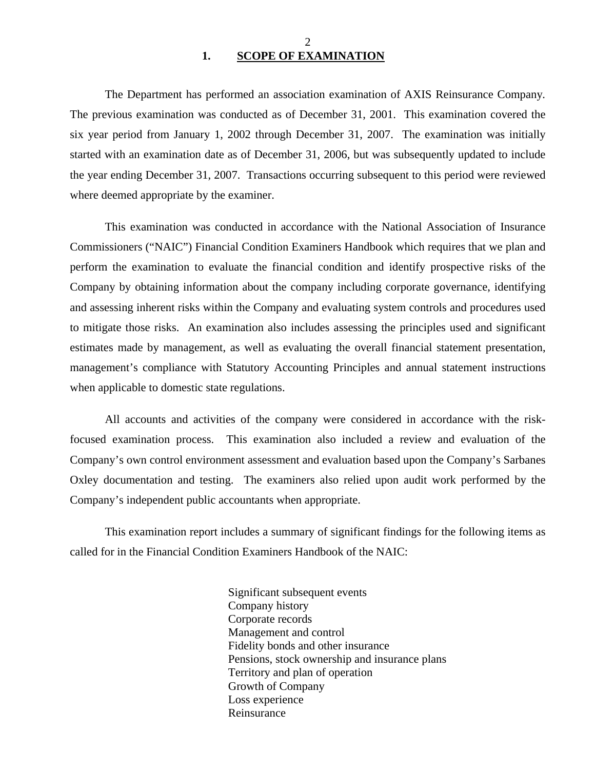## 1. SCOPE OF EXAMINATION

The Department has performed an association examination of AXIS Reinsurance Company. The previous examination was conducted as of December 31, 2001. This examination covered the six year period from January 1, 2002 through December 31, 2007. The examination was initially started with an examination date as of December 31, 2006, but was subsequently updated to include the year ending December 31, 2007. Transactions occurring subsequent to this period were reviewed where deemed appropriate by the examiner.

This examination was conducted in accordance with the National Association of Insurance Commissioners ("NAIC") Financial Condition Examiners Handbook which requires that we plan and perform the examination to evaluate the financial condition and identify prospective risks of the Company by obtaining information about the company including corporate governance, identifying and assessing inherent risks within the Company and evaluating system controls and procedures used to mitigate those risks. An examination also includes assessing the principles used and significant estimates made by management, as well as evaluating the overall financial statement presentation, management's compliance with Statutory Accounting Principles and annual statement instructions when applicable to domestic state regulations.

All accounts and activities of the company were considered in accordance with the risk-focused examination process. This examination also included a review and evaluation of the Company's own control environment assessment and evaluation based upon the Company's Sarbanes Oxley documentation and testing. The examiners also relied upon audit work performed by the Company's independent public accountants when appropriate.

This examination report includes a summary of significant findings for the following items as called for in the Financial Condition Examiners Handbook of the NAIC:

- Significant subsequent events
- Company history
- Corporate records
- Management and control
- Fidelity bonds and other insurance
- Pensions, stock ownership and insurance plans
- Territory and plan of operation
- Growth of Company
- Loss experience
- Reinsurance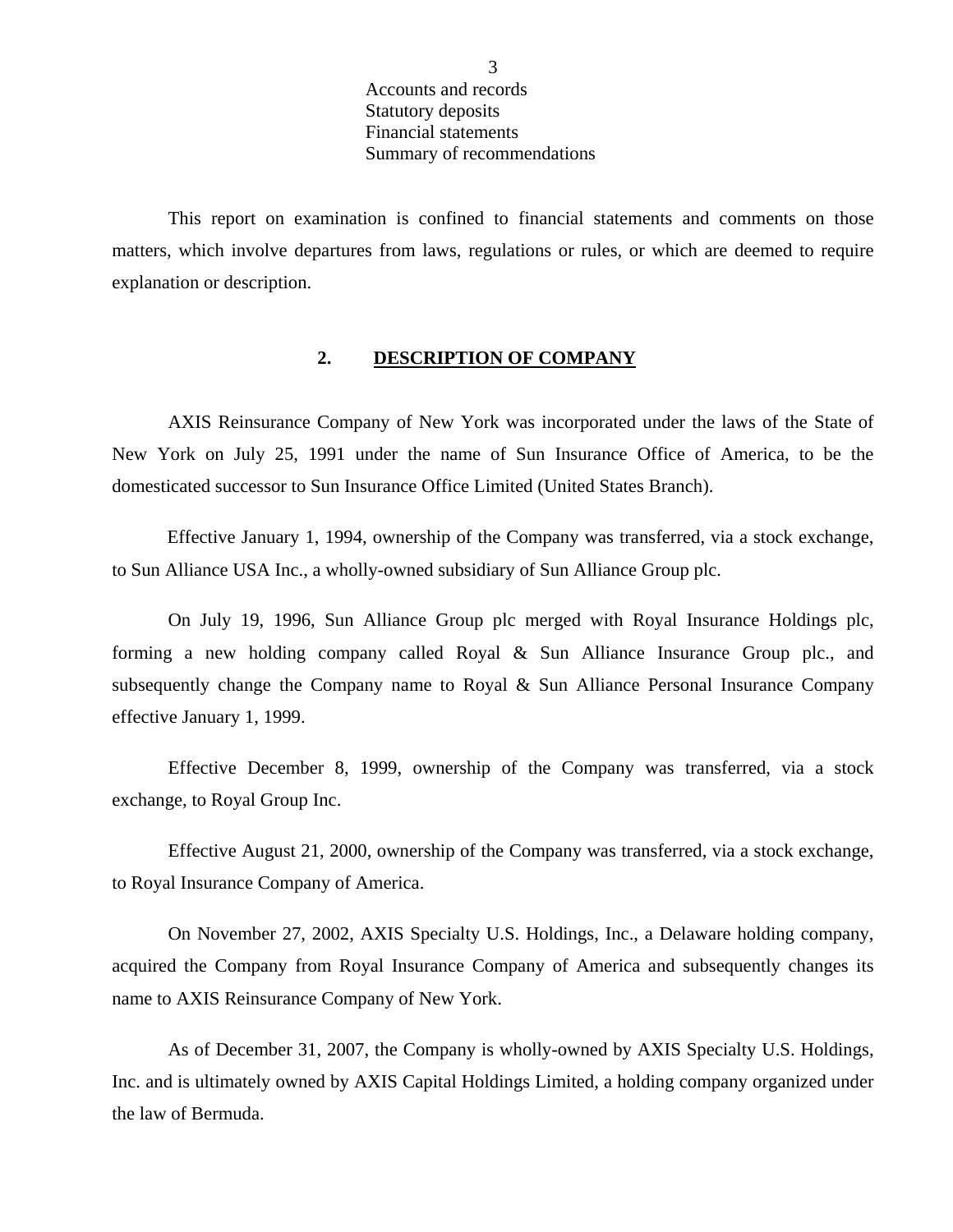Accounts and records
Statutory deposits
Financial statements
Summary of recommendations

This report on examination is confined to financial statements and comments on those matters, which involve departures from laws, regulations or rules, or which are deemed to require explanation or description.

## 2. DESCRIPTION OF COMPANY

AXIS Reinsurance Company of New York was incorporated under the laws of the State of New York on July 25, 1991 under the name of Sun Insurance Office of America, to be the domesticated successor to Sun Insurance Office Limited (United States Branch).

Effective January 1, 1994, ownership of the Company was transferred, via a stock exchange, to Sun Alliance USA Inc., a wholly-owned subsidiary of Sun Alliance Group plc.

On July 19, 1996, Sun Alliance Group plc merged with Royal Insurance Holdings plc, forming a new holding company called Royal & Sun Alliance Insurance Group plc., and subsequently change the Company name to Royal & Sun Alliance Personal Insurance Company effective January 1, 1999.

Effective December 8, 1999, ownership of the Company was transferred, via a stock exchange, to Royal Group Inc.

Effective August 21, 2000, ownership of the Company was transferred, via a stock exchange, to Royal Insurance Company of America.

On November 27, 2002, AXIS Specialty U.S. Holdings, Inc., a Delaware holding company, acquired the Company from Royal Insurance Company of America and subsequently changes its name to AXIS Reinsurance Company of New York.

As of December 31, 2007, the Company is wholly-owned by AXIS Specialty U.S. Holdings, Inc. and is ultimately owned by AXIS Capital Holdings Limited, a holding company organized under the law of Bermuda.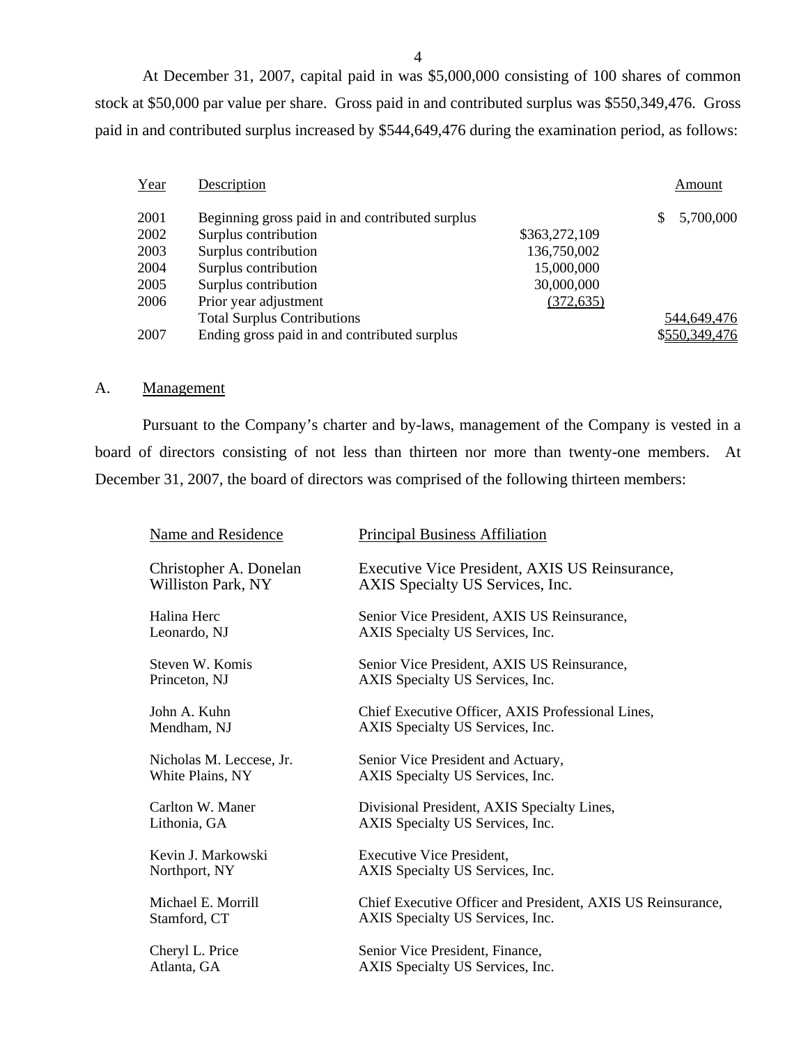At December 31, 2007, capital paid in was $5,000,000 consisting of 100 shares of common stock at $50,000 par value per share. Gross paid in and contributed surplus was $550,349,476. Gross paid in and contributed surplus increased by $544,649,476 during the examination period, as follows:

| Year | Description | | Amount |
|---|---|---|---|
| 2001 | Beginning gross paid in and contributed surplus | | $ 5,700,000 |
| 2002 | Surplus contribution | $363,272,109 | |
| 2003 | Surplus contribution | 136,750,002 | |
| 2004 | Surplus contribution | 15,000,000 | |
| 2005 | Surplus contribution | 30,000,000 | |
| 2006 | Prior year adjustment | (372,635) | |
| | Total Surplus Contributions | | 544,649,476 |
| 2007 | Ending gross paid in and contributed surplus | | $550,349,476 |

A. Management

Pursuant to the Company's charter and by-laws, management of the Company is vested in a board of directors consisting of not less than thirteen nor more than twenty-one members. At December 31, 2007, the board of directors was comprised of the following thirteen members:

| Name and Residence | Principal Business Affiliation |
|---|---|
| Christopher A. Donelan<br>Williston Park, NY | Executive Vice President, AXIS US Reinsurance,<br>AXIS Specialty US Services, Inc. |
| Halina Herc<br>Leonardo, NJ | Senior Vice President, AXIS US Reinsurance,<br>AXIS Specialty US Services, Inc. |
| Steven W. Komis<br>Princeton, NJ | Senior Vice President, AXIS US Reinsurance,<br>AXIS Specialty US Services, Inc. |
| John A. Kuhn<br>Mendham, NJ | Chief Executive Officer, AXIS Professional Lines,<br>AXIS Specialty US Services, Inc. |
| Nicholas M. Leccese, Jr.<br>White Plains, NY | Senior Vice President and Actuary,<br>AXIS Specialty US Services, Inc. |
| Carlton W. Maner<br>Lithonia, GA | Divisional President, AXIS Specialty Lines,<br>AXIS Specialty US Services, Inc. |
| Kevin J. Markowski<br>Northport, NY | Executive Vice President,<br>AXIS Specialty US Services, Inc. |
| Michael E. Morrill<br>Stamford, CT | Chief Executive Officer and President, AXIS US Reinsurance,<br>AXIS Specialty US Services, Inc. |
| Cheryl L. Price<br>Atlanta, GA | Senior Vice President, Finance,<br>AXIS Specialty US Services, Inc. |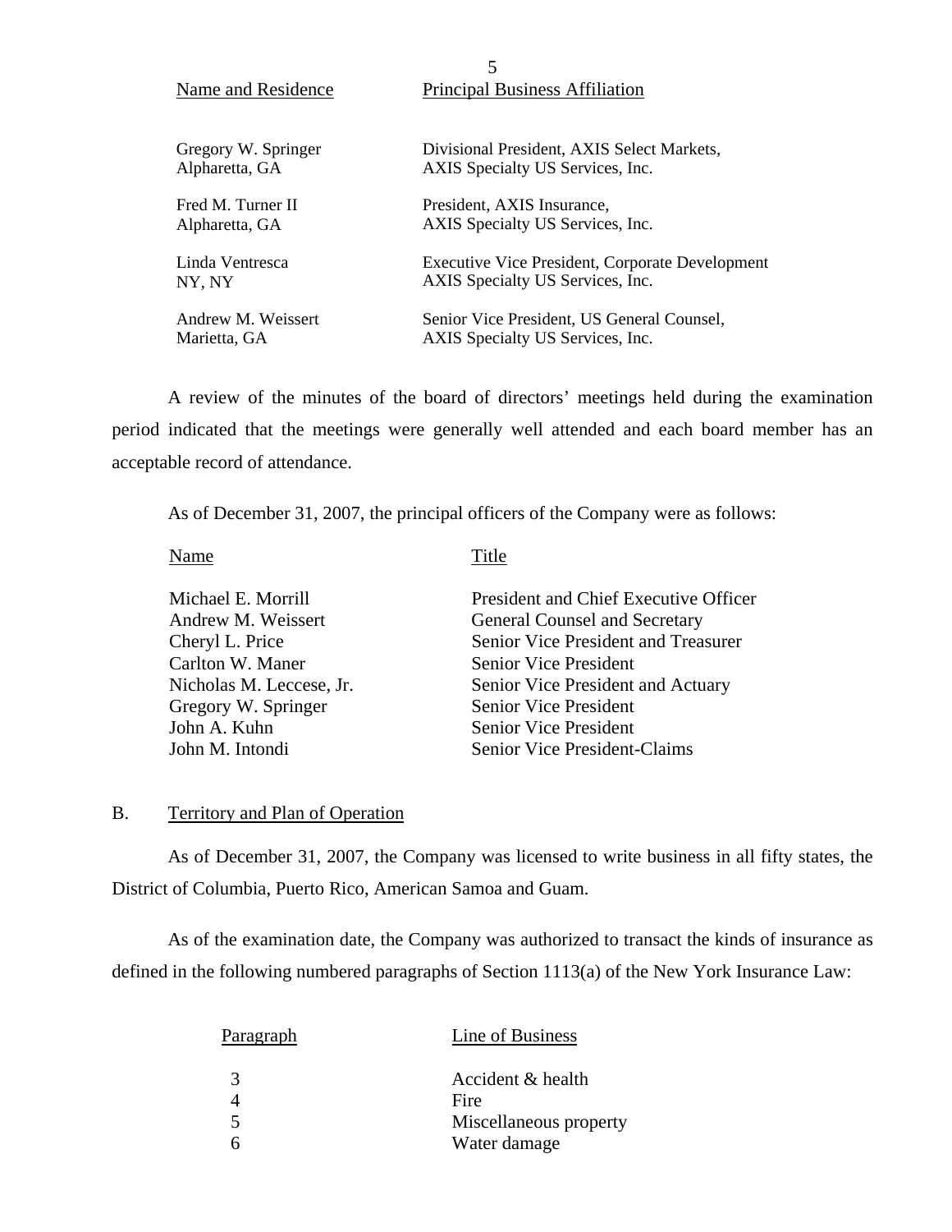| Name and Residence | Principal Business Affiliation |
| --- | --- |
| Gregory W. Springer<br>Alpharetta, GA | Divisional President, AXIS Select Markets,<br>AXIS Specialty US Services, Inc. |
| Fred M. Turner II<br>Alpharetta, GA | President, AXIS Insurance,<br>AXIS Specialty US Services, Inc. |
| Linda Ventresca<br>NY, NY | Executive Vice President, Corporate Development<br>AXIS Specialty US Services, Inc. |
| Andrew M. Weissert<br>Marietta, GA | Senior Vice President, US General Counsel,<br>AXIS Specialty US Services, Inc. |

A review of the minutes of the board of directors' meetings held during the examination period indicated that the meetings were generally well attended and each board member has an acceptable record of attendance.

As of December 31, 2007, the principal officers of the Company were as follows:

| Name | Title |
| --- | --- |
| Michael E. Morrill | President and Chief Executive Officer |
| Andrew M. Weissert | General Counsel and Secretary |
| Cheryl L. Price | Senior Vice President and Treasurer |
| Carlton W. Maner | Senior Vice President |
| Nicholas M. Leccese, Jr. | Senior Vice President and Actuary |
| Gregory W. Springer | Senior Vice President |
| John A. Kuhn | Senior Vice President |
| John M. Intondi | Senior Vice President-Claims |

## B. Territory and Plan of Operation

As of December 31, 2007, the Company was licensed to write business in all fifty states, the District of Columbia, Puerto Rico, American Samoa and Guam.

As of the examination date, the Company was authorized to transact the kinds of insurance as defined in the following numbered paragraphs of Section 1113(a) of the New York Insurance Law:

| Paragraph | Line of Business |
| --- | --- |
| 3 | Accident & health |
| 4 | Fire |
| 5 | Miscellaneous property |
| 6 | Water damage |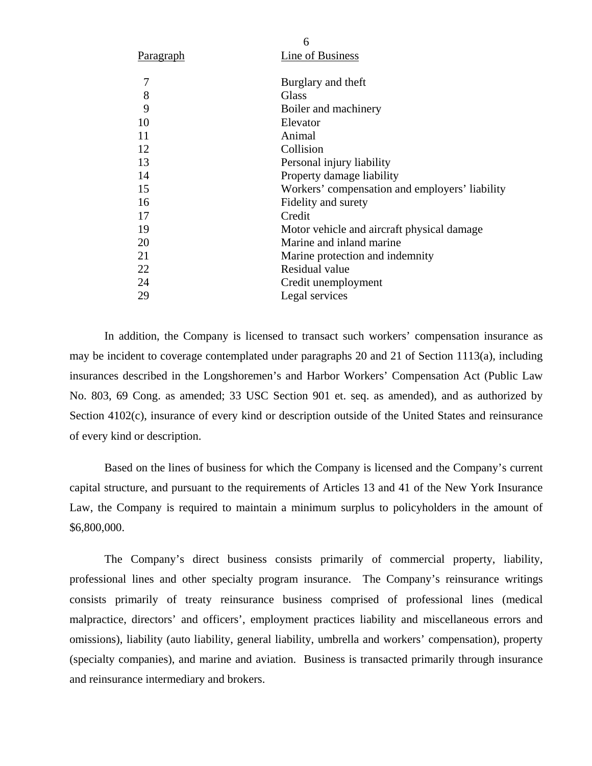| Paragraph | Line of Business |
| --- | --- |
| 7 | Burglary and theft |
| 8 | Glass |
| 9 | Boiler and machinery |
| 10 | Elevator |
| 11 | Animal |
| 12 | Collision |
| 13 | Personal injury liability |
| 14 | Property damage liability |
| 15 | Workers' compensation and employers' liability |
| 16 | Fidelity and surety |
| 17 | Credit |
| 19 | Motor vehicle and aircraft physical damage |
| 20 | Marine and inland marine |
| 21 | Marine protection and indemnity |
| 22 | Residual value |
| 24 | Credit unemployment |
| 29 | Legal services |

In addition, the Company is licensed to transact such workers' compensation insurance as may be incident to coverage contemplated under paragraphs 20 and 21 of Section 1113(a), including insurances described in the Longshoremen's and Harbor Workers' Compensation Act (Public Law No. 803, 69 Cong. as amended; 33 USC Section 901 et. seq. as amended), and as authorized by Section 4102(c), insurance of every kind or description outside of the United States and reinsurance of every kind or description.

Based on the lines of business for which the Company is licensed and the Company's current capital structure, and pursuant to the requirements of Articles 13 and 41 of the New York Insurance Law, the Company is required to maintain a minimum surplus to policyholders in the amount of $6,800,000.

The Company's direct business consists primarily of commercial property, liability, professional lines and other specialty program insurance. The Company's reinsurance writings consists primarily of treaty reinsurance business comprised of professional lines (medical malpractice, directors' and officers', employment practices liability and miscellaneous errors and omissions), liability (auto liability, general liability, umbrella and workers' compensation), property (specialty companies), and marine and aviation. Business is transacted primarily through insurance and reinsurance intermediary and brokers.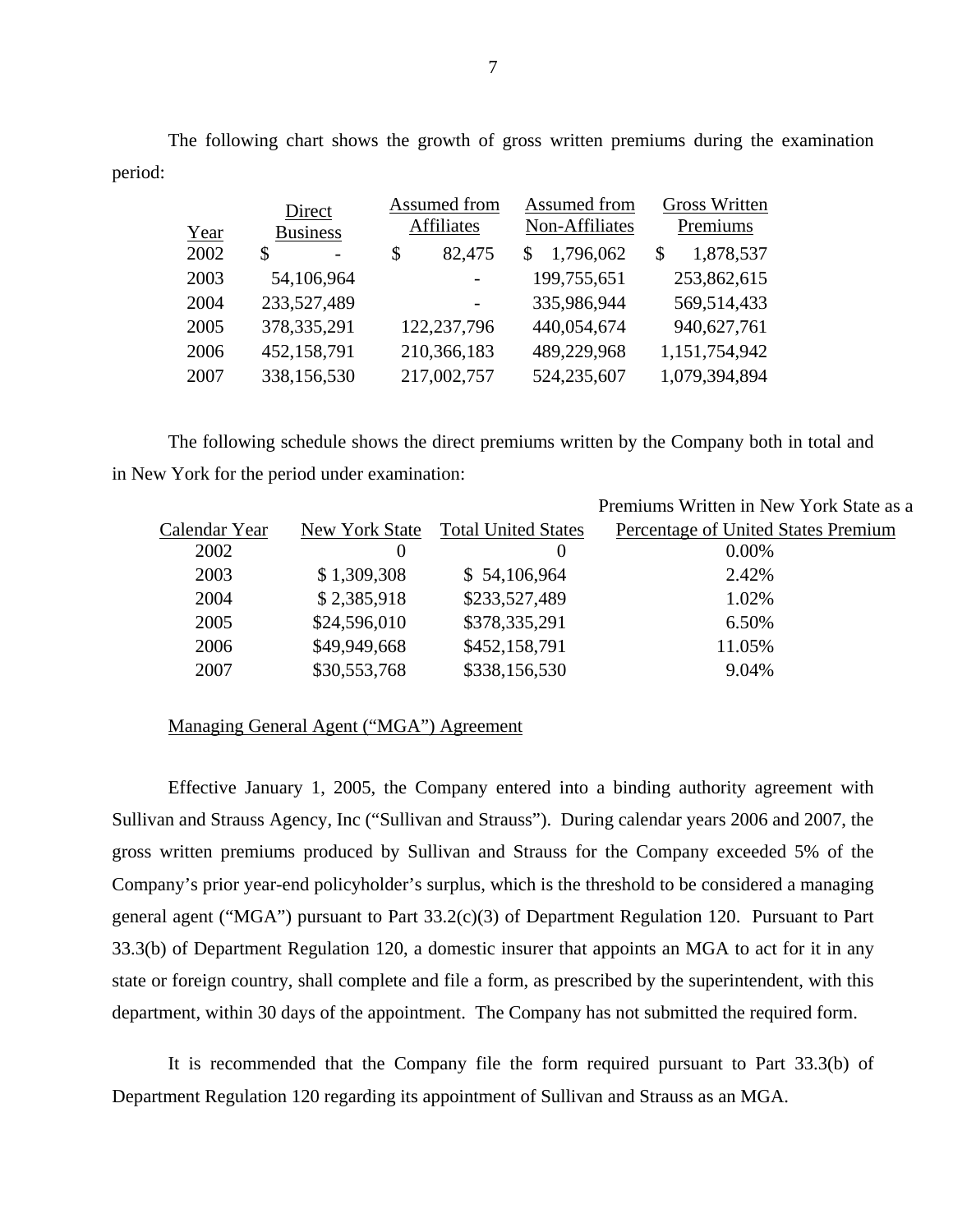The following chart shows the growth of gross written premiums during the examination period:

| Year | Direct Business | Assumed from Affiliates | Assumed from Non-Affiliates | Gross Written Premiums |
|---|---|---|---|---|
| 2002 | $ - | $ 82,475 | $ 1,796,062 | $ 1,878,537 |
| 2003 | 54,106,964 | - | 199,755,651 | 253,862,615 |
| 2004 | 233,527,489 | - | 335,986,944 | 569,514,433 |
| 2005 | 378,335,291 | 122,237,796 | 440,054,674 | 940,627,761 |
| 2006 | 452,158,791 | 210,366,183 | 489,229,968 | 1,151,754,942 |
| 2007 | 338,156,530 | 217,002,757 | 524,235,607 | 1,079,394,894 |

The following schedule shows the direct premiums written by the Company both in total and in New York for the period under examination:

| Calendar Year | New York State | Total United States | Premiums Written in New York State as a Percentage of United States Premium |
|---|---|---|---|
| 2002 | 0 | 0 | 0.00% |
| 2003 | $ 1,309,308 | $ 54,106,964 | 2.42% |
| 2004 | $ 2,385,918 | $233,527,489 | 1.02% |
| 2005 | $24,596,010 | $378,335,291 | 6.50% |
| 2006 | $49,949,668 | $452,158,791 | 11.05% |
| 2007 | $30,553,768 | $338,156,530 | 9.04% |

Managing General Agent ("MGA") Agreement

Effective January 1, 2005, the Company entered into a binding authority agreement with Sullivan and Strauss Agency, Inc ("Sullivan and Strauss"). During calendar years 2006 and 2007, the gross written premiums produced by Sullivan and Strauss for the Company exceeded 5% of the Company's prior year-end policyholder's surplus, which is the threshold to be considered a managing general agent ("MGA") pursuant to Part 33.2(c)(3) of Department Regulation 120. Pursuant to Part 33.3(b) of Department Regulation 120, a domestic insurer that appoints an MGA to act for it in any state or foreign country, shall complete and file a form, as prescribed by the superintendent, with this department, within 30 days of the appointment. The Company has not submitted the required form.

It is recommended that the Company file the form required pursuant to Part 33.3(b) of Department Regulation 120 regarding its appointment of Sullivan and Strauss as an MGA.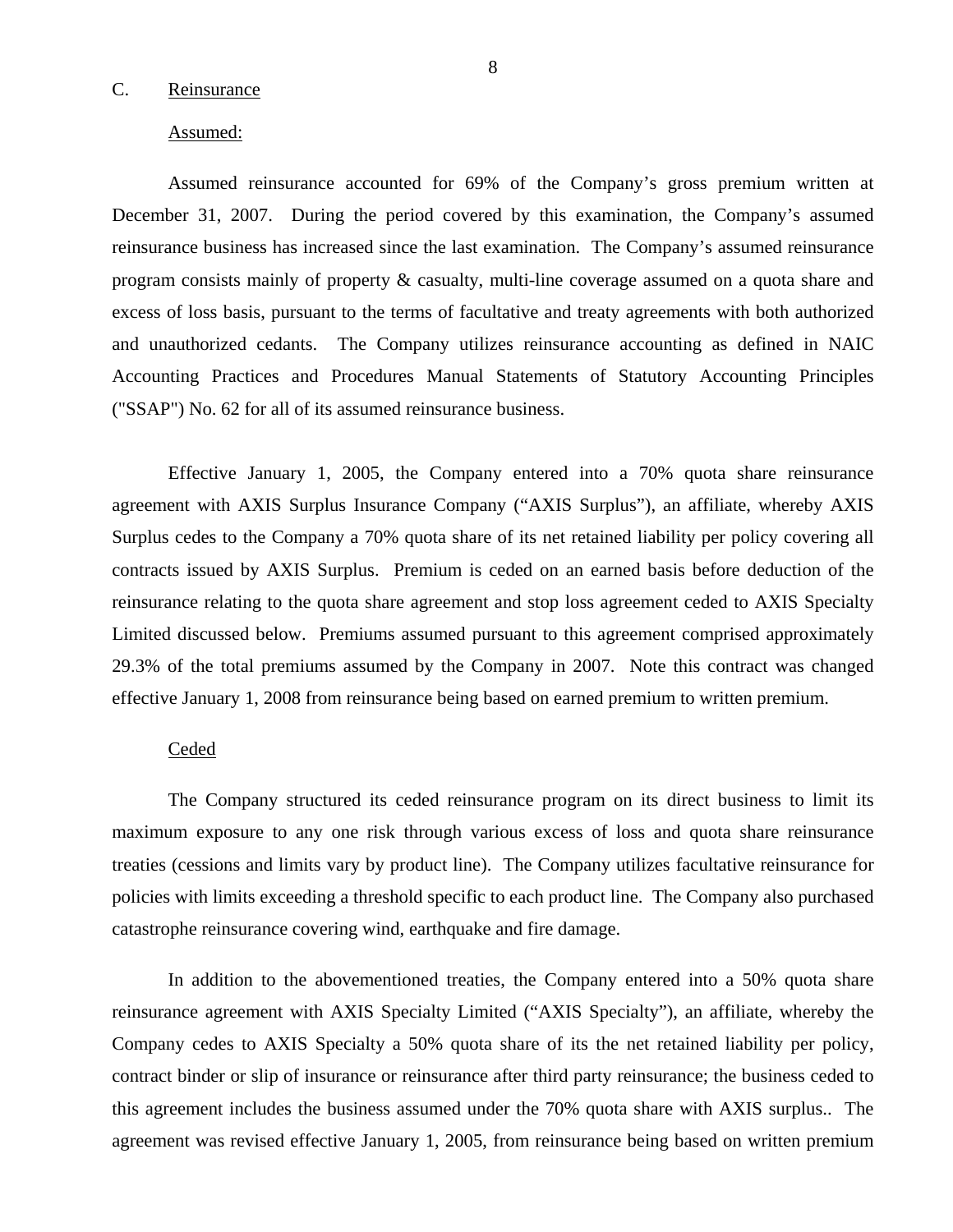C. Reinsurance

Assumed:

Assumed reinsurance accounted for 69% of the Company's gross premium written at December 31, 2007. During the period covered by this examination, the Company's assumed reinsurance business has increased since the last examination. The Company's assumed reinsurance program consists mainly of property & casualty, multi-line coverage assumed on a quota share and excess of loss basis, pursuant to the terms of facultative and treaty agreements with both authorized and unauthorized cedants. The Company utilizes reinsurance accounting as defined in NAIC Accounting Practices and Procedures Manual Statements of Statutory Accounting Principles ("SSAP") No. 62 for all of its assumed reinsurance business.

Effective January 1, 2005, the Company entered into a 70% quota share reinsurance agreement with AXIS Surplus Insurance Company ("AXIS Surplus"), an affiliate, whereby AXIS Surplus cedes to the Company a 70% quota share of its net retained liability per policy covering all contracts issued by AXIS Surplus. Premium is ceded on an earned basis before deduction of the reinsurance relating to the quota share agreement and stop loss agreement ceded to AXIS Specialty Limited discussed below. Premiums assumed pursuant to this agreement comprised approximately 29.3% of the total premiums assumed by the Company in 2007. Note this contract was changed effective January 1, 2008 from reinsurance being based on earned premium to written premium.

Ceded

The Company structured its ceded reinsurance program on its direct business to limit its maximum exposure to any one risk through various excess of loss and quota share reinsurance treaties (cessions and limits vary by product line). The Company utilizes facultative reinsurance for policies with limits exceeding a threshold specific to each product line. The Company also purchased catastrophe reinsurance covering wind, earthquake and fire damage.

In addition to the abovementioned treaties, the Company entered into a 50% quota share reinsurance agreement with AXIS Specialty Limited ("AXIS Specialty"), an affiliate, whereby the Company cedes to AXIS Specialty a 50% quota share of its the net retained liability per policy, contract binder or slip of insurance or reinsurance after third party reinsurance; the business ceded to this agreement includes the business assumed under the 70% quota share with AXIS surplus.. The agreement was revised effective January 1, 2005, from reinsurance being based on written premium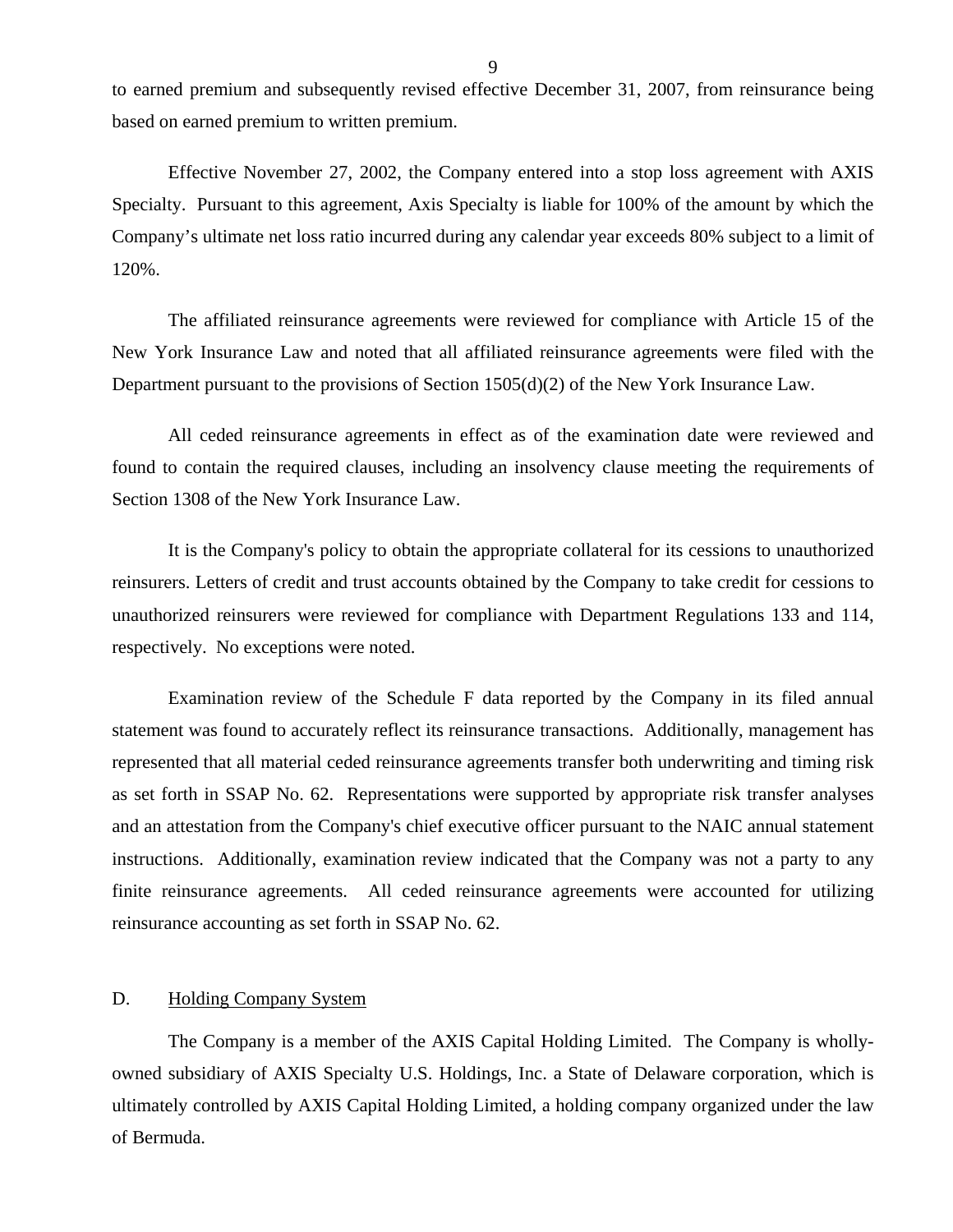to earned premium and subsequently revised effective December 31, 2007, from reinsurance being based on earned premium to written premium.

Effective November 27, 2002, the Company entered into a stop loss agreement with AXIS Specialty. Pursuant to this agreement, Axis Specialty is liable for 100% of the amount by which the Company's ultimate net loss ratio incurred during any calendar year exceeds 80% subject to a limit of 120%.

The affiliated reinsurance agreements were reviewed for compliance with Article 15 of the New York Insurance Law and noted that all affiliated reinsurance agreements were filed with the Department pursuant to the provisions of Section 1505(d)(2) of the New York Insurance Law.

All ceded reinsurance agreements in effect as of the examination date were reviewed and found to contain the required clauses, including an insolvency clause meeting the requirements of Section 1308 of the New York Insurance Law.

It is the Company's policy to obtain the appropriate collateral for its cessions to unauthorized reinsurers. Letters of credit and trust accounts obtained by the Company to take credit for cessions to unauthorized reinsurers were reviewed for compliance with Department Regulations 133 and 114, respectively. No exceptions were noted.

Examination review of the Schedule F data reported by the Company in its filed annual statement was found to accurately reflect its reinsurance transactions. Additionally, management has represented that all material ceded reinsurance agreements transfer both underwriting and timing risk as set forth in SSAP No. 62. Representations were supported by appropriate risk transfer analyses and an attestation from the Company's chief executive officer pursuant to the NAIC annual statement instructions. Additionally, examination review indicated that the Company was not a party to any finite reinsurance agreements. All ceded reinsurance agreements were accounted for utilizing reinsurance accounting as set forth in SSAP No. 62.

## D. Holding Company System

The Company is a member of the AXIS Capital Holding Limited. The Company is wholly-owned subsidiary of AXIS Specialty U.S. Holdings, Inc. a State of Delaware corporation, which is ultimately controlled by AXIS Capital Holding Limited, a holding company organized under the law of Bermuda.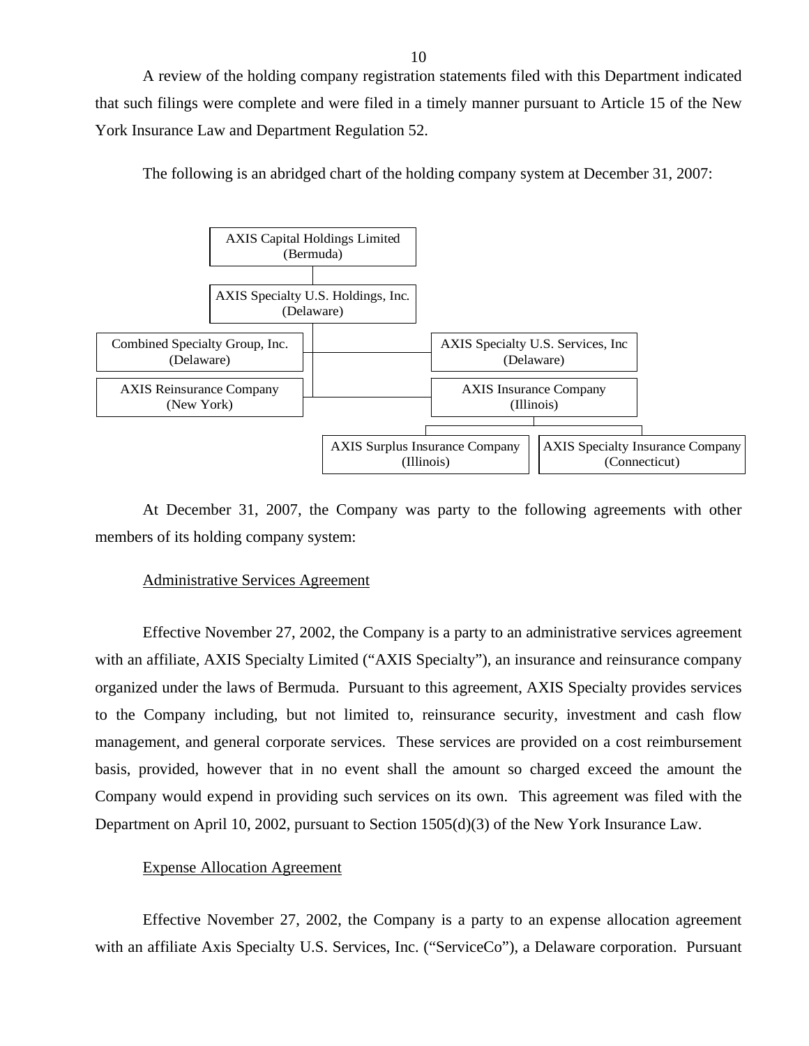A review of the holding company registration statements filed with this Department indicated that such filings were complete and were filed in a timely manner pursuant to Article 15 of the New York Insurance Law and Department Regulation 52.

The following is an abridged chart of the holding company system at December 31, 2007:

- AXIS Capital Holdings Limited (Bermuda)
  - AXIS Specialty U.S. Holdings, Inc. (Delaware)
    - Combined Specialty Group, Inc. (Delaware)
    - AXIS Specialty U.S. Services, Inc (Delaware)
    - AXIS Reinsurance Company (New York)
    - AXIS Insurance Company (Illinois)
      - AXIS Surplus Insurance Company (Illinois)
      - AXIS Specialty Insurance Company (Connecticut)

At December 31, 2007, the Company was party to the following agreements with other members of its holding company system:

Administrative Services Agreement

Effective November 27, 2002, the Company is a party to an administrative services agreement with an affiliate, AXIS Specialty Limited ("AXIS Specialty"), an insurance and reinsurance company organized under the laws of Bermuda. Pursuant to this agreement, AXIS Specialty provides services to the Company including, but not limited to, reinsurance security, investment and cash flow management, and general corporate services. These services are provided on a cost reimbursement basis, provided, however that in no event shall the amount so charged exceed the amount the Company would expend in providing such services on its own. This agreement was filed with the Department on April 10, 2002, pursuant to Section 1505(d)(3) of the New York Insurance Law.

Expense Allocation Agreement

Effective November 27, 2002, the Company is a party to an expense allocation agreement with an affiliate Axis Specialty U.S. Services, Inc. ("ServiceCo"), a Delaware corporation. Pursuant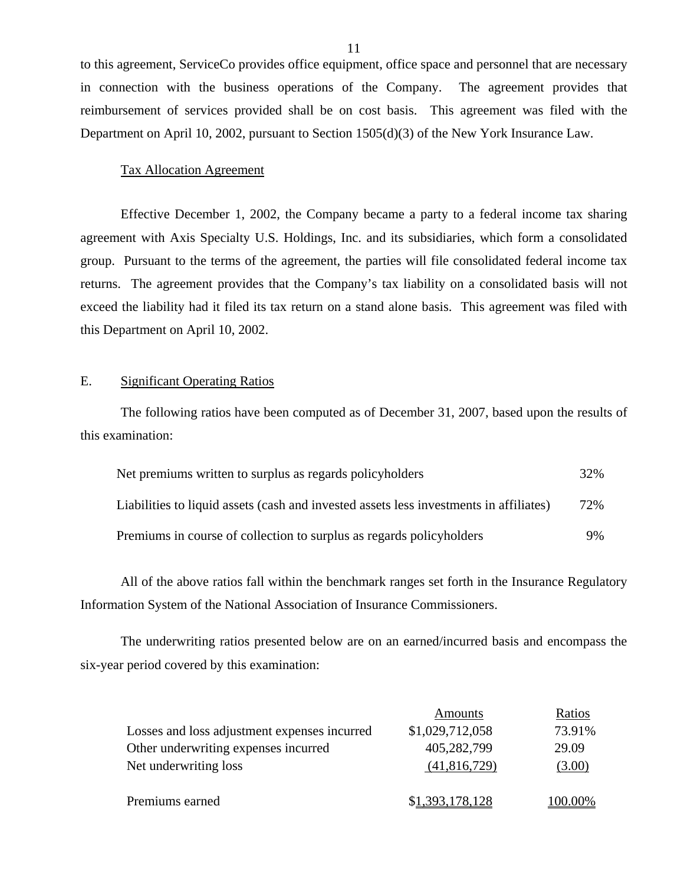to this agreement, ServiceCo provides office equipment, office space and personnel that are necessary in connection with the business operations of the Company. The agreement provides that reimbursement of services provided shall be on cost basis. This agreement was filed with the Department on April 10, 2002, pursuant to Section 1505(d)(3) of the New York Insurance Law.

Tax Allocation Agreement

Effective December 1, 2002, the Company became a party to a federal income tax sharing agreement with Axis Specialty U.S. Holdings, Inc. and its subsidiaries, which form a consolidated group. Pursuant to the terms of the agreement, the parties will file consolidated federal income tax returns. The agreement provides that the Company's tax liability on a consolidated basis will not exceed the liability had it filed its tax return on a stand alone basis. This agreement was filed with this Department on April 10, 2002.

## E. Significant Operating Ratios

The following ratios have been computed as of December 31, 2007, based upon the results of this examination:

| | |
|---|---|
| Net premiums written to surplus as regards policyholders | 32% |
| Liabilities to liquid assets (cash and invested assets less investments in affiliates) | 72% |
| Premiums in course of collection to surplus as regards policyholders | 9% |

All of the above ratios fall within the benchmark ranges set forth in the Insurance Regulatory Information System of the National Association of Insurance Commissioners.

The underwriting ratios presented below are on an earned/incurred basis and encompass the six-year period covered by this examination:

| | Amounts | Ratios |
|---|---|---|
| Losses and loss adjustment expenses incurred | $1,029,712,058 | 73.91% |
| Other underwriting expenses incurred | 405,282,799 | 29.09 |
| Net underwriting loss | (41,816,729) | (3.00) |
| Premiums earned | $1,393,178,128 | 100.00% |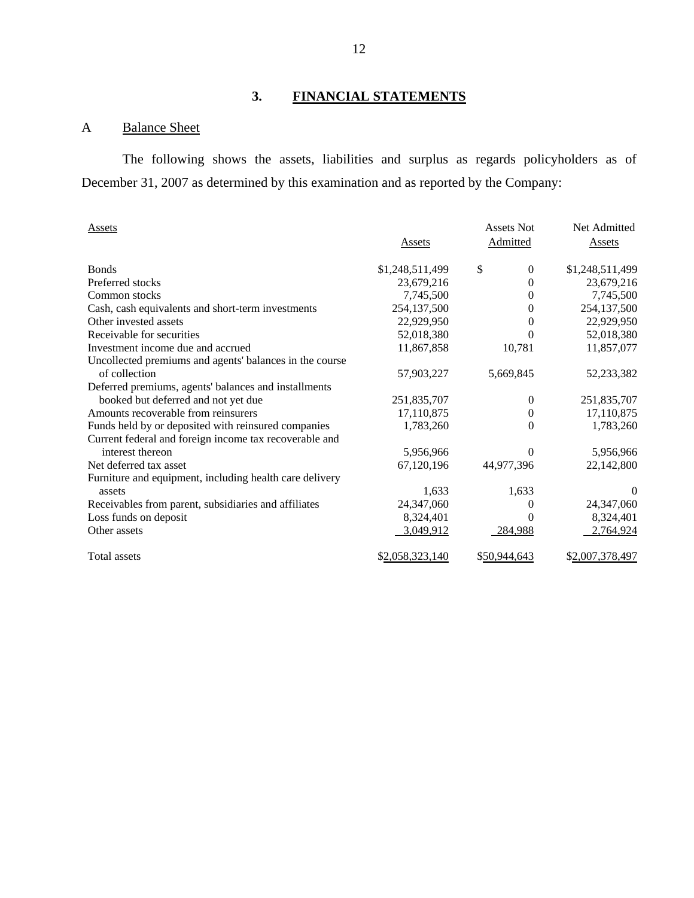## 3. FINANCIAL STATEMENTS

### A Balance Sheet

The following shows the assets, liabilities and surplus as regards policyholders as of December 31, 2007 as determined by this examination and as reported by the Company:

| Assets | Assets | Assets Not Admitted | Net Admitted Assets |
|---|---|---|---|
| Bonds | $1,248,511,499 | $ 0 | $1,248,511,499 |
| Preferred stocks | 23,679,216 | 0 | 23,679,216 |
| Common stocks | 7,745,500 | 0 | 7,745,500 |
| Cash, cash equivalents and short-term investments | 254,137,500 | 0 | 254,137,500 |
| Other invested assets | 22,929,950 | 0 | 22,929,950 |
| Receivable for securities | 52,018,380 | 0 | 52,018,380 |
| Investment income due and accrued | 11,867,858 | 10,781 | 11,857,077 |
| Uncollected premiums and agents' balances in the course of collection | 57,903,227 | 5,669,845 | 52,233,382 |
| Deferred premiums, agents' balances and installments booked but deferred and not yet due | 251,835,707 | 0 | 251,835,707 |
| Amounts recoverable from reinsurers | 17,110,875 | 0 | 17,110,875 |
| Funds held by or deposited with reinsured companies | 1,783,260 | 0 | 1,783,260 |
| Current federal and foreign income tax recoverable and interest thereon | 5,956,966 | 0 | 5,956,966 |
| Net deferred tax asset | 67,120,196 | 44,977,396 | 22,142,800 |
| Furniture and equipment, including health care delivery assets | 1,633 | 1,633 | 0 |
| Receivables from parent, subsidiaries and affiliates | 24,347,060 | 0 | 24,347,060 |
| Loss funds on deposit | 8,324,401 | 0 | 8,324,401 |
| Other assets | 3,049,912 | 284,988 | 2,764,924 |
| Total assets | $2,058,323,140 | $50,944,643 | $2,007,378,497 |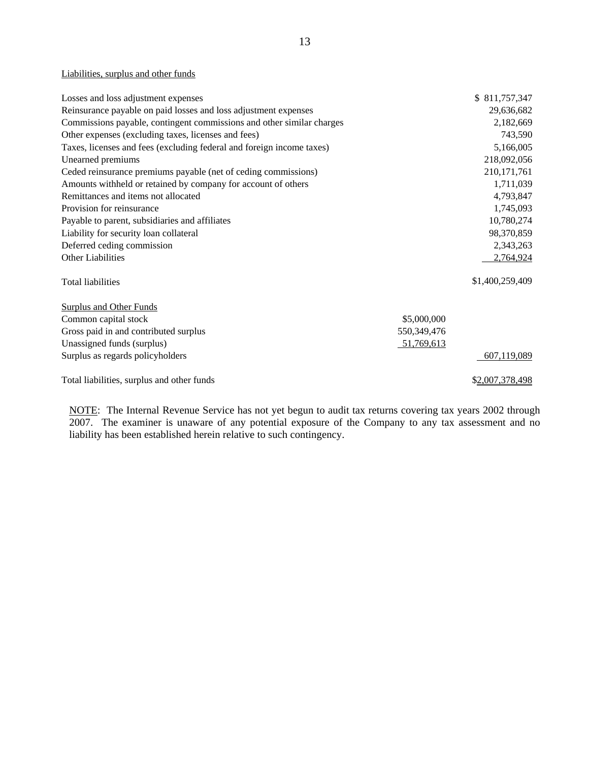Liabilities, surplus and other funds

| | | |
|---|---|---|
| Losses and loss adjustment expenses | | $ 811,757,347 |
| Reinsurance payable on paid losses and loss adjustment expenses | | 29,636,682 |
| Commissions payable, contingent commissions and other similar charges | | 2,182,669 |
| Other expenses (excluding taxes, licenses and fees) | | 743,590 |
| Taxes, licenses and fees (excluding federal and foreign income taxes) | | 5,166,005 |
| Unearned premiums | | 218,092,056 |
| Ceded reinsurance premiums payable (net of ceding commissions) | | 210,171,761 |
| Amounts withheld or retained by company for account of others | | 1,711,039 |
| Remittances and items not allocated | | 4,793,847 |
| Provision for reinsurance | | 1,745,093 |
| Payable to parent, subsidiaries and affiliates | | 10,780,274 |
| Liability for security loan collateral | | 98,370,859 |
| Deferred ceding commission | | 2,343,263 |
| Other Liabilities | | 2,764,924 |
| Total liabilities | | $1,400,259,409 |
| Surplus and Other Funds | | |
| Common capital stock | $5,000,000 | |
| Gross paid in and contributed surplus | 550,349,476 | |
| Unassigned funds (surplus) | 51,769,613 | |
| Surplus as regards policyholders | | 607,119,089 |
| Total liabilities, surplus and other funds | | $2,007,378,498 |

NOTE: The Internal Revenue Service has not yet begun to audit tax returns covering tax years 2002 through 2007. The examiner is unaware of any potential exposure of the Company to any tax assessment and no liability has been established herein relative to such contingency.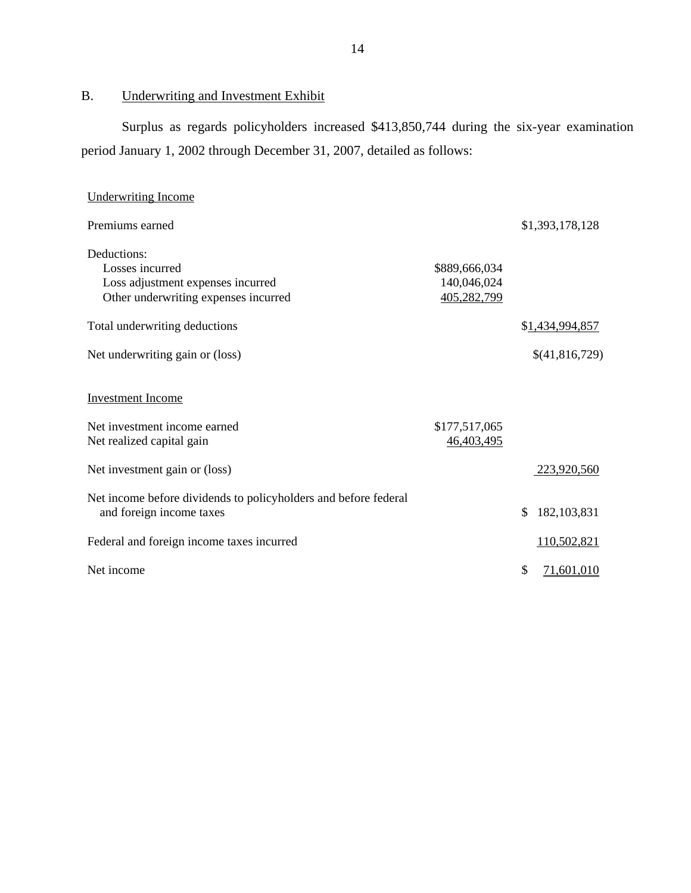## B. Underwriting and Investment Exhibit

Surplus as regards policyholders increased $413,850,744 during the six-year examination period January 1, 2002 through December 31, 2007, detailed as follows:

| | | |
|---|---|---|
| Underwriting Income | | |
| Premiums earned | | $1,393,178,128 |
| Deductions: | | |
| Losses incurred | $889,666,034 | |
| Loss adjustment expenses incurred | 140,046,024 | |
| Other underwriting expenses incurred | 405,282,799 | |
| Total underwriting deductions | | $1,434,994,857 |
| Net underwriting gain or (loss) | | $(41,816,729) |
| Investment Income | | |
| Net investment income earned | $177,517,065 | |
| Net realized capital gain | 46,403,495 | |
| Net investment gain or (loss) | | 223,920,560 |
| Net income before dividends to policyholders and before federal and foreign income taxes | | $ 182,103,831 |
| Federal and foreign income taxes incurred | | 110,502,821 |
| Net income | | $ 71,601,010 |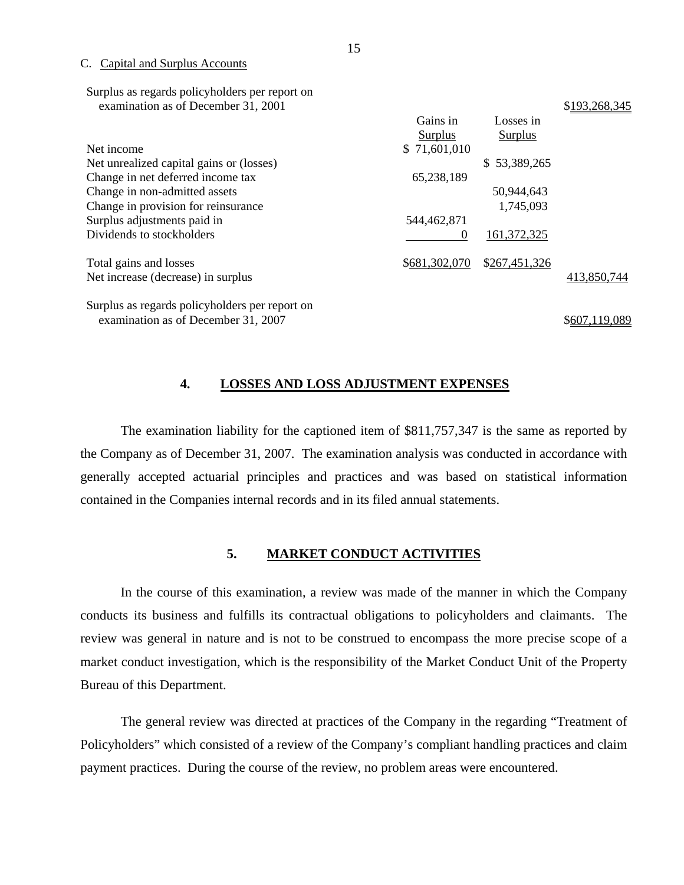C. Capital and Surplus Accounts

| | Gains in Surplus | Losses in Surplus | |
|---|---|---|---|
| Surplus as regards policyholders per report on examination as of December 31, 2001 | | | $193,268,345 |
| Net income | $ 71,601,010 | | |
| Net unrealized capital gains or (losses) | | $ 53,389,265 | |
| Change in net deferred income tax | 65,238,189 | | |
| Change in non-admitted assets | | 50,944,643 | |
| Change in provision for reinsurance | | 1,745,093 | |
| Surplus adjustments paid in | 544,462,871 | | |
| Dividends to stockholders | 0 | 161,372,325 | |
| Total gains and losses | $681,302,070 | $267,451,326 | |
| Net increase (decrease) in surplus | | | 413,850,744 |
| Surplus as regards policyholders per report on examination as of December 31, 2007 | | | $607,119,089 |

## 4. LOSSES AND LOSS ADJUSTMENT EXPENSES

The examination liability for the captioned item of $811,757,347 is the same as reported by the Company as of December 31, 2007. The examination analysis was conducted in accordance with generally accepted actuarial principles and practices and was based on statistical information contained in the Companies internal records and in its filed annual statements.

## 5. MARKET CONDUCT ACTIVITIES

In the course of this examination, a review was made of the manner in which the Company conducts its business and fulfills its contractual obligations to policyholders and claimants. The review was general in nature and is not to be construed to encompass the more precise scope of a market conduct investigation, which is the responsibility of the Market Conduct Unit of the Property Bureau of this Department.

The general review was directed at practices of the Company in the regarding "Treatment of Policyholders" which consisted of a review of the Company's compliant handling practices and claim payment practices. During the course of the review, no problem areas were encountered.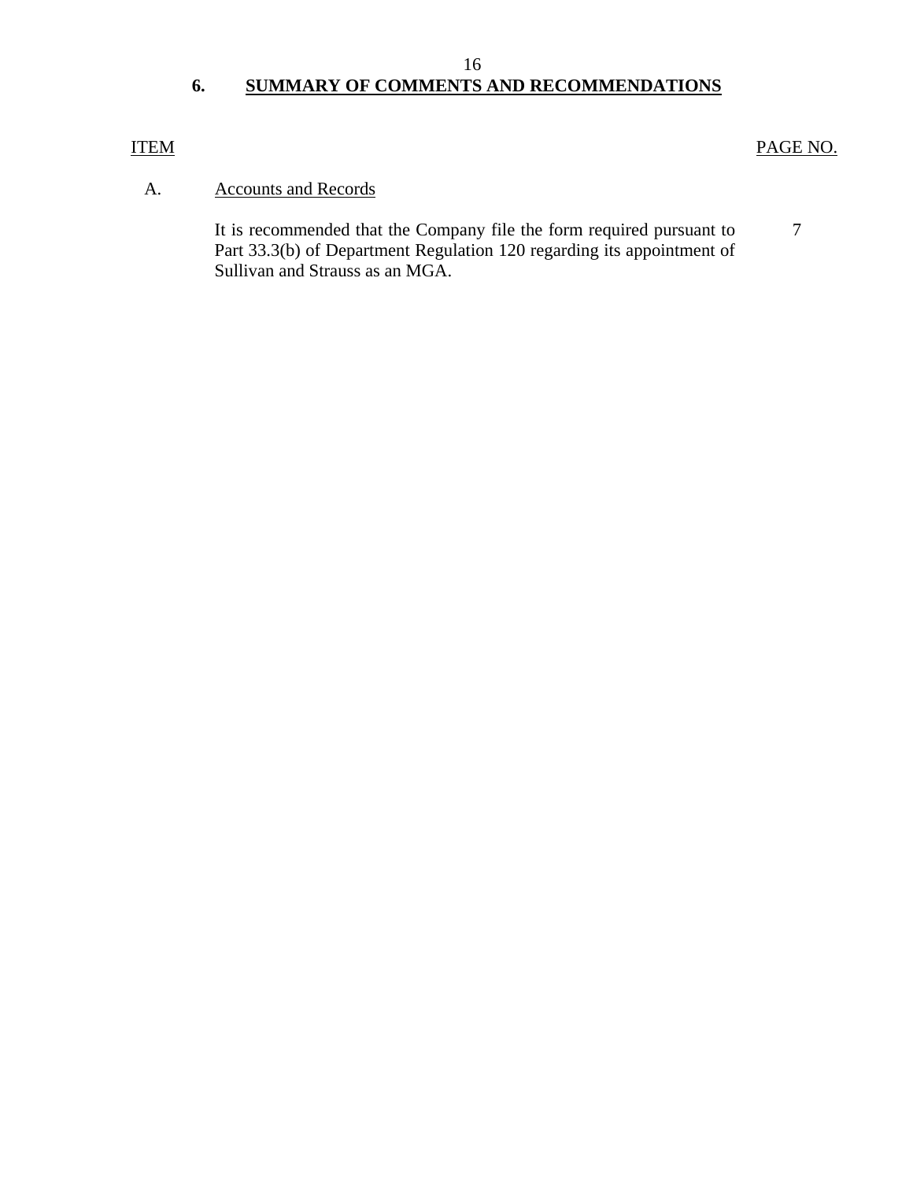## 6. SUMMARY OF COMMENTS AND RECOMMENDATIONS

| ITEM | | PAGE NO. |
|---|---|---|
| A. | Accounts and Records | |
| | It is recommended that the Company file the form required pursuant to Part 33.3(b) of Department Regulation 120 regarding its appointment of Sullivan and Strauss as an MGA. | 7 |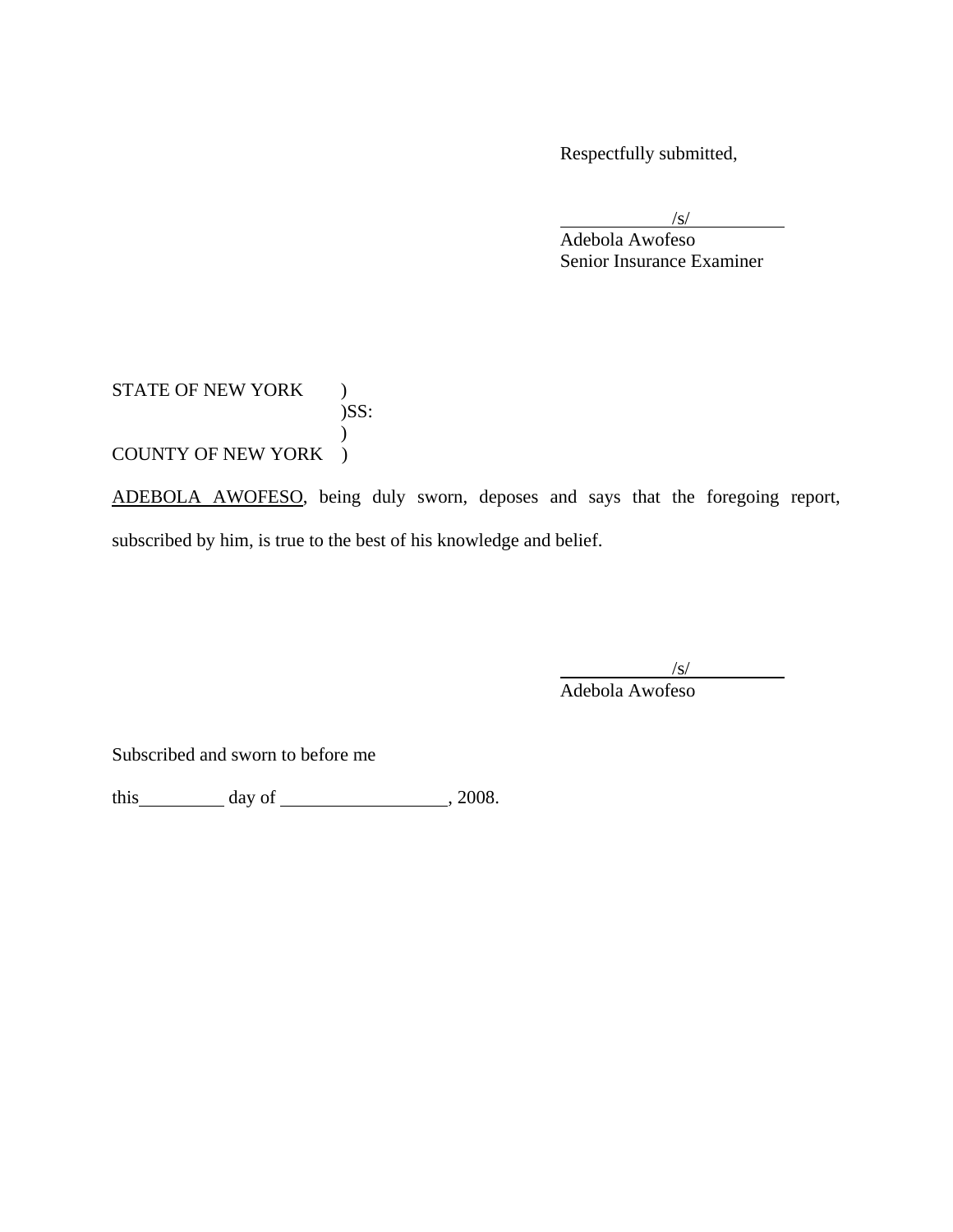Respectfully submitted,

/s/
Adebola Awofeso
Senior Insurance Examiner

STATE OF NEW YORK )
)SS:
)
COUNTY OF NEW YORK )

ADEBOLA AWOFESO, being duly sworn, deposes and says that the foregoing report, subscribed by him, is true to the best of his knowledge and belief.

/s/
Adebola Awofeso

Subscribed and sworn to before me

this _________ day of _________________, 2008.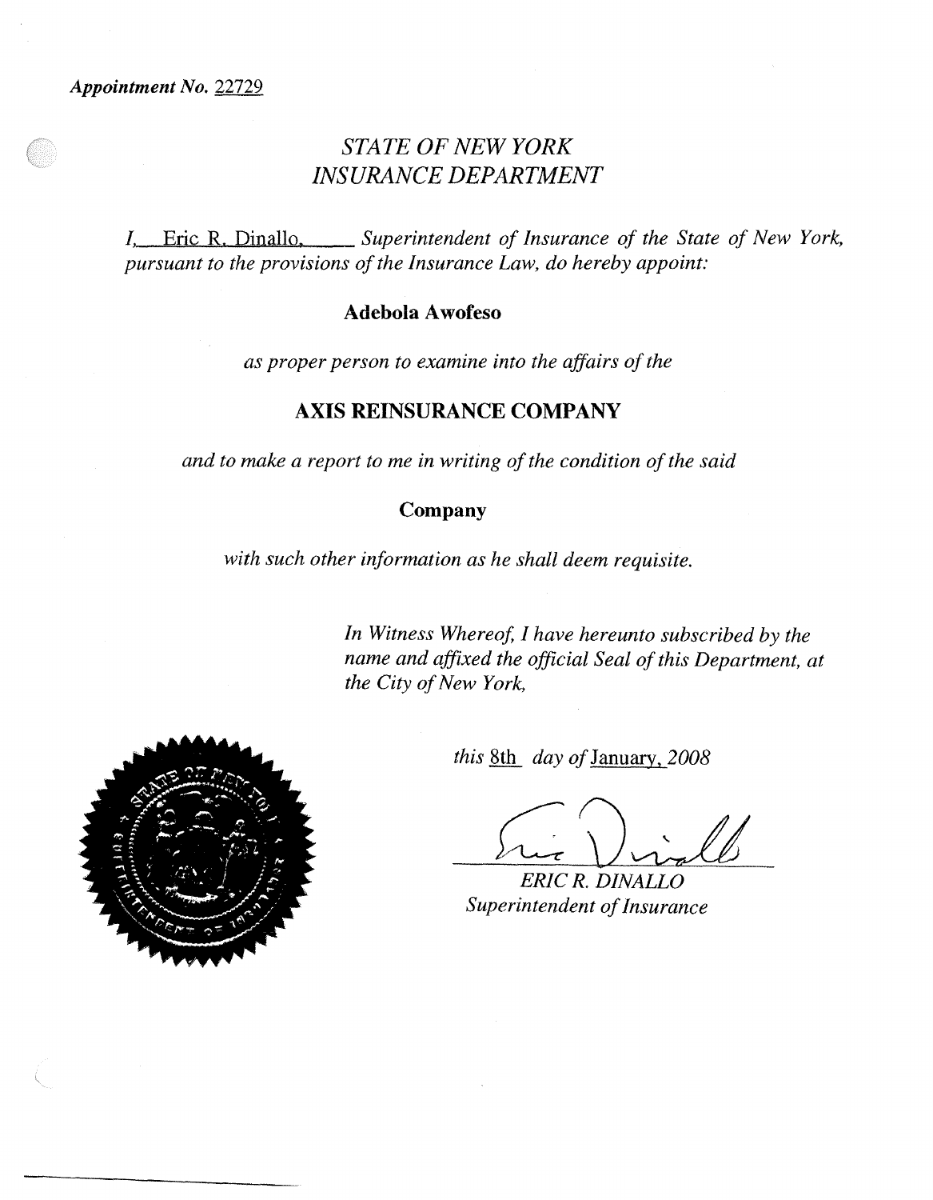*Appointment No.* 22729

## *STATE OF NEW YORK*
## *INSURANCE DEPARTMENT*

*I,* Eric R. Dinallo, *Superintendent of Insurance of the State of New York, pursuant to the provisions of the Insurance Law, do hereby appoint:*

**Adebola Awofeso**

*as proper person to examine into the affairs of the*

**AXIS REINSURANCE COMPANY**

*and to make a report to me in writing of the condition of the said*

**Company**

*with such other information as he shall deem requisite.*

*In Witness Whereof, I have hereunto subscribed by the name and affixed the official Seal of this Department, at the City of New York,*

*this* 8th *day of* January, *2008*

*ERIC R. DINALLO*
*Superintendent of Insurance*